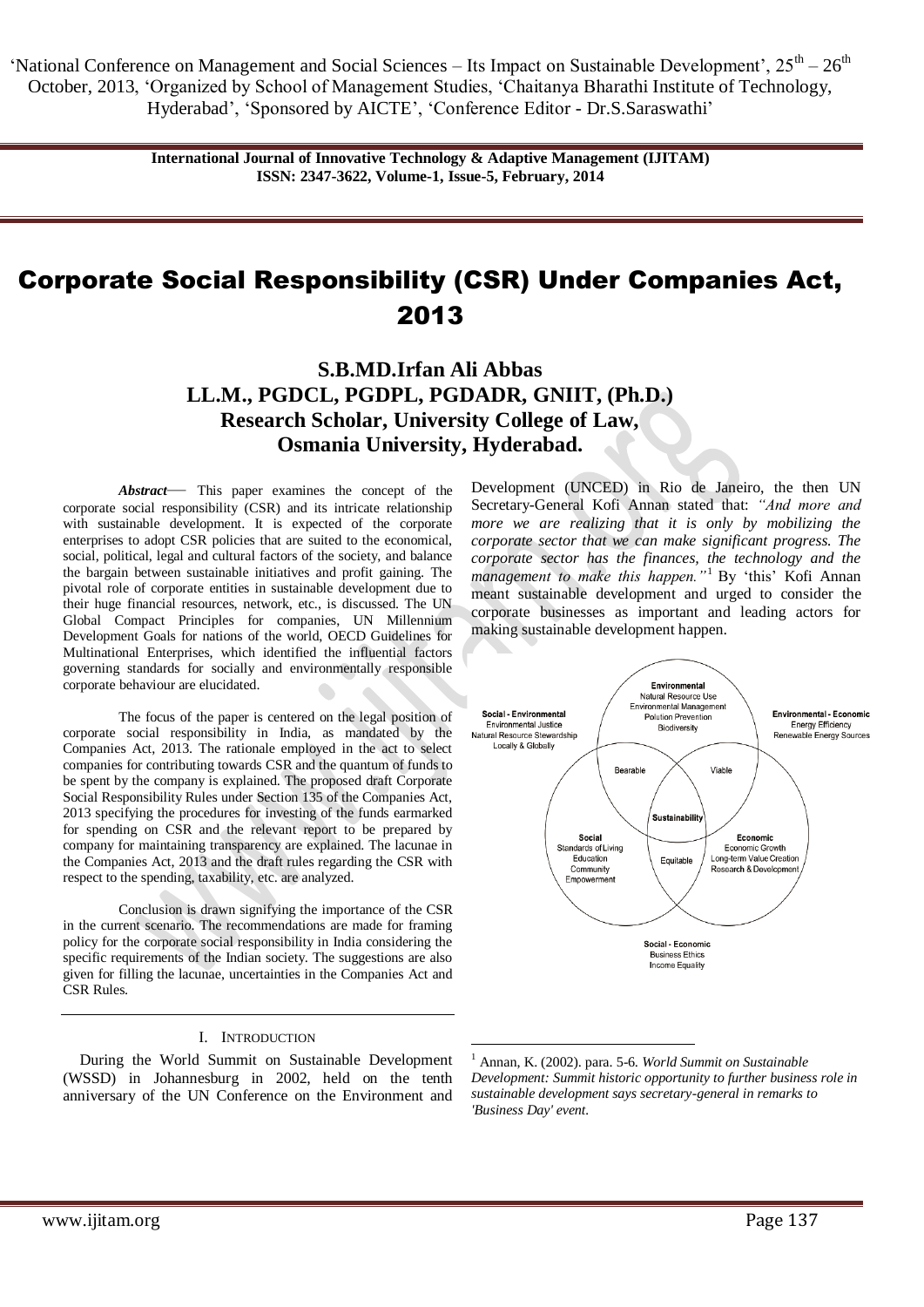'National Conference on Management and Social Sciences – Its Impact on Sustainable Development', 25th – 26th October, 2013, 'Organized by School of Management Studies, 'Chaitanya Bharathi Institute of Technology, Hyderabad', 'Sponsored by AICTE', 'Conference Editor - Dr.S.Saraswathi'

**International Journal of Innovative Technology & Adaptive Management (IJITAM) ISSN: 2347-3622, Volume-1, Issue-5, February, 2014**

# Corporate Social Responsibility (CSR) Under Companies Act, 2013

**S.B.MD.Irfan Ali Abbas**
**LL.M., PGDCL, PGDPL, PGDADR, GNIIT, (Ph.D.)**
**Research Scholar, University College of Law, Osmania University, Hyderabad.**

***Abstract*—** This paper examines the concept of the corporate social responsibility (CSR) and its intricate relationship with sustainable development. It is expected of the corporate enterprises to adopt CSR policies that are suited to the economical, social, political, legal and cultural factors of the society, and balance the bargain between sustainable initiatives and profit gaining. The pivotal role of corporate entities in sustainable development due to their huge financial resources, network, etc., is discussed. The UN Global Compact Principles for companies, UN Millennium Development Goals for nations of the world, OECD Guidelines for Multinational Enterprises, which identified the influential factors governing standards for socially and environmentally responsible corporate behaviour are elucidated.

The focus of the paper is centered on the legal position of corporate social responsibility in India, as mandated by the Companies Act, 2013. The rationale employed in the act to select companies for contributing towards CSR and the quantum of funds to be spent by the company is explained. The proposed draft Corporate Social Responsibility Rules under Section 135 of the Companies Act, 2013 specifying the procedures for investing of the funds earmarked for spending on CSR and the relevant report to be prepared by company for maintaining transparency are explained. The lacunae in the Companies Act, 2013 and the draft rules regarding the CSR with respect to the spending, taxability, etc. are analyzed.

Conclusion is drawn signifying the importance of the CSR in the current scenario. The recommendations are made for framing policy for the corporate social responsibility in India considering the specific requirements of the Indian society. The suggestions are also given for filling the lacunae, uncertainties in the Companies Act and CSR Rules.

## I. Introduction

During the World Summit on Sustainable Development (WSSD) in Johannesburg in 2002, held on the tenth anniversary of the UN Conference on the Environment and Development (UNCED) in Rio de Janeiro, the then UN Secretary-General Kofi Annan stated that: *"And more and more we are realizing that it is only by mobilizing the corporate sector that we can make significant progress. The corporate sector has the finances, the technology and the management to make this happen."*[1] By 'this' Kofi Annan meant sustainable development and urged to consider the corporate businesses as important and leading actors for making sustainable development happen.

**Environmental**
Natural Resource Use
Environmental Management
Pollution Prevention
Biodiversity

**Social - Environmental**
Environmental Justice
Natural Resource Stewardship
Locally & Globally

**Environmental - Economic**
Energy Efficiency
Renewable Energy Sources

Bearable

Viable

**Sustainability**

**Social**
Standards of Living
Education
Community
Empowerment

Equitable

**Economic**
Economic Growth
Long-term Value Creation
Research & Development

**Social - Economic**
Business Ethics
Income Equality

[1] Annan, K. (2002). para. 5-6. *World Summit on Sustainable Development: Summit historic opportunity to further business role in sustainable development says secretary-general in remarks to 'Business Day' event.*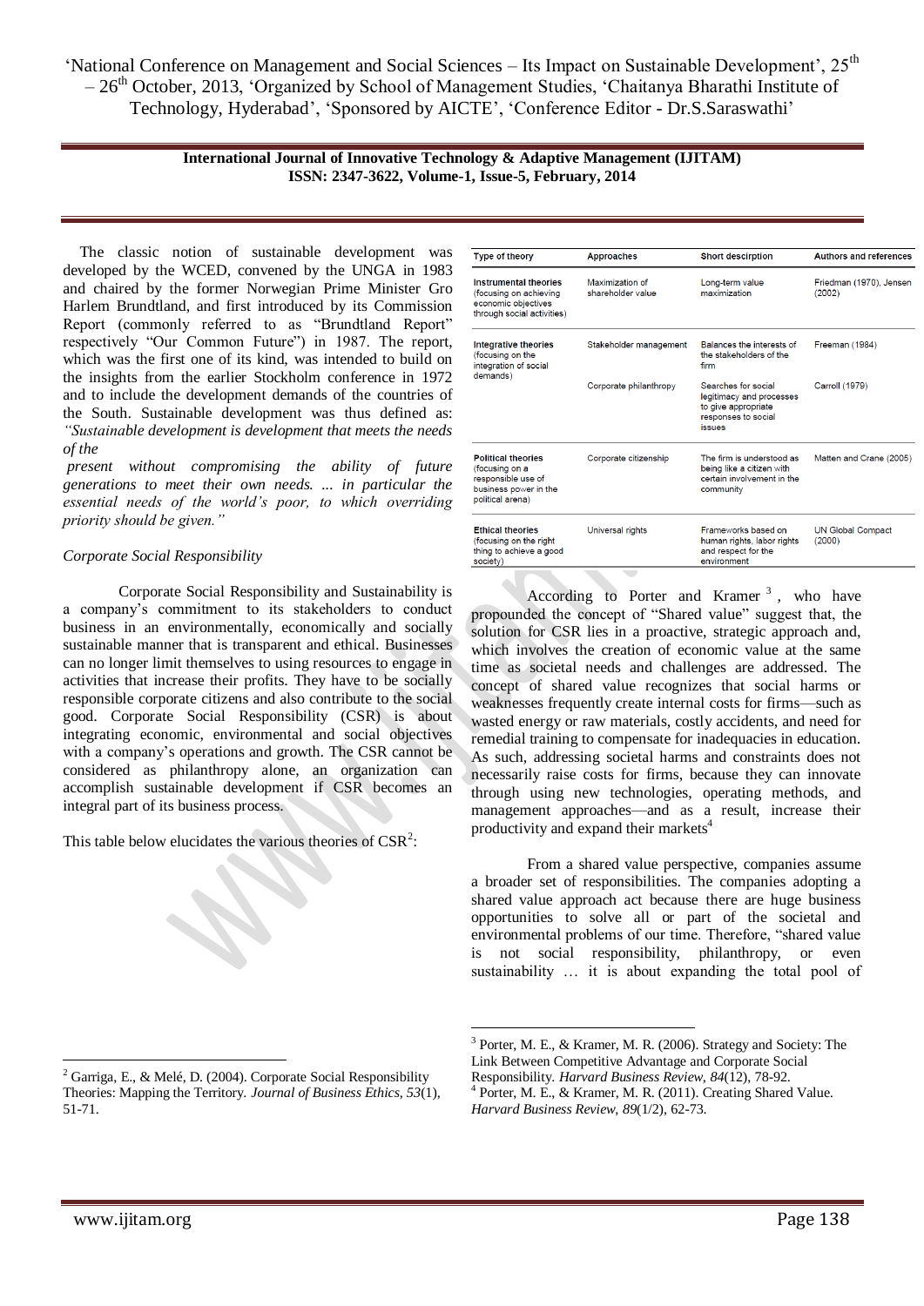The classic notion of sustainable development was developed by the WCED, convened by the UNGA in 1983 and chaired by the former Norwegian Prime Minister Gro Harlem Brundtland, and first introduced by its Commission Report (commonly referred to as "Brundtland Report" respectively "Our Common Future") in 1987. The report, which was the first one of its kind, was intended to build on the insights from the earlier Stockholm conference in 1972 and to include the development demands of the countries of the South. Sustainable development was thus defined as: *"Sustainable development is development that meets the needs of the present without compromising the ability of future generations to meet their own needs. ... in particular the essential needs of the world's poor, to which overriding priority should be given."*

*Corporate Social Responsibility*

Corporate Social Responsibility and Sustainability is a company's commitment to its stakeholders to conduct business in an environmentally, economically and socially sustainable manner that is transparent and ethical. Businesses can no longer limit themselves to using resources to engage in activities that increase their profits. They have to be socially responsible corporate citizens and also contribute to the social good. Corporate Social Responsibility (CSR) is about integrating economic, environmental and social objectives with a company's operations and growth. The CSR cannot be considered as philanthropy alone, an organization can accomplish sustainable development if CSR becomes an integral part of its business process.

This table below elucidates the various theories of CSR[2]:

| Type of theory | Approaches | Short description | Authors and references |
|---|---|---|---|
| **Instrumental theories** (focusing on achieving economic objectives through social activities) | Maximization of shareholder value | Long-term value maximization | Friedman (1970), Jensen (2002) |
| **Integrative theories** (focusing on the integration of social demands) | Stakeholder management | Balances the interests of the stakeholders of the firm | Freeman (1984) |
| | Corporate philanthropy | Searches for social legitimacy and processes to give appropriate responses to social issues | Carroll (1979) |
| **Political theories** (focusing on a responsible use of business power in the political arena) | Corporate citizenship | The firm is understood as being like a citizen with certain involvement in the community | Matten and Crane (2005) |
| **Ethical theories** (focusing on the right thing to achieve a good society) | Universal rights | Frameworks based on human rights, labor rights and respect for the environment | UN Global Compact (2000) |

According to Porter and Kramer[3], who have propounded the concept of "Shared value" suggest that, the solution for CSR lies in a proactive, strategic approach and, which involves the creation of economic value at the same time as societal needs and challenges are addressed. The concept of shared value recognizes that social harms or weaknesses frequently create internal costs for firms—such as wasted energy or raw materials, costly accidents, and need for remedial training to compensate for inadequacies in education. As such, addressing societal harms and constraints does not necessarily raise costs for firms, because they can innovate through using new technologies, operating methods, and management approaches—and as a result, increase their productivity and expand their markets[4]

From a shared value perspective, companies assume a broader set of responsibilities. The companies adopting a shared value approach act because there are huge business opportunities to solve all or part of the societal and environmental problems of our time. Therefore, "shared value is not social responsibility, philanthropy, or even sustainability … it is about expanding the total pool of

---

[2] Garriga, E., & Melé, D. (2004). Corporate Social Responsibility Theories: Mapping the Territory. *Journal of Business Ethics, 53*(1), 51-71.

[3] Porter, M. E., & Kramer, M. R. (2006). Strategy and Society: The Link Between Competitive Advantage and Corporate Social Responsibility. *Harvard Business Review, 84*(12), 78-92.

[4] Porter, M. E., & Kramer, M. R. (2011). Creating Shared Value. *Harvard Business Review, 89*(1/2), 62-73.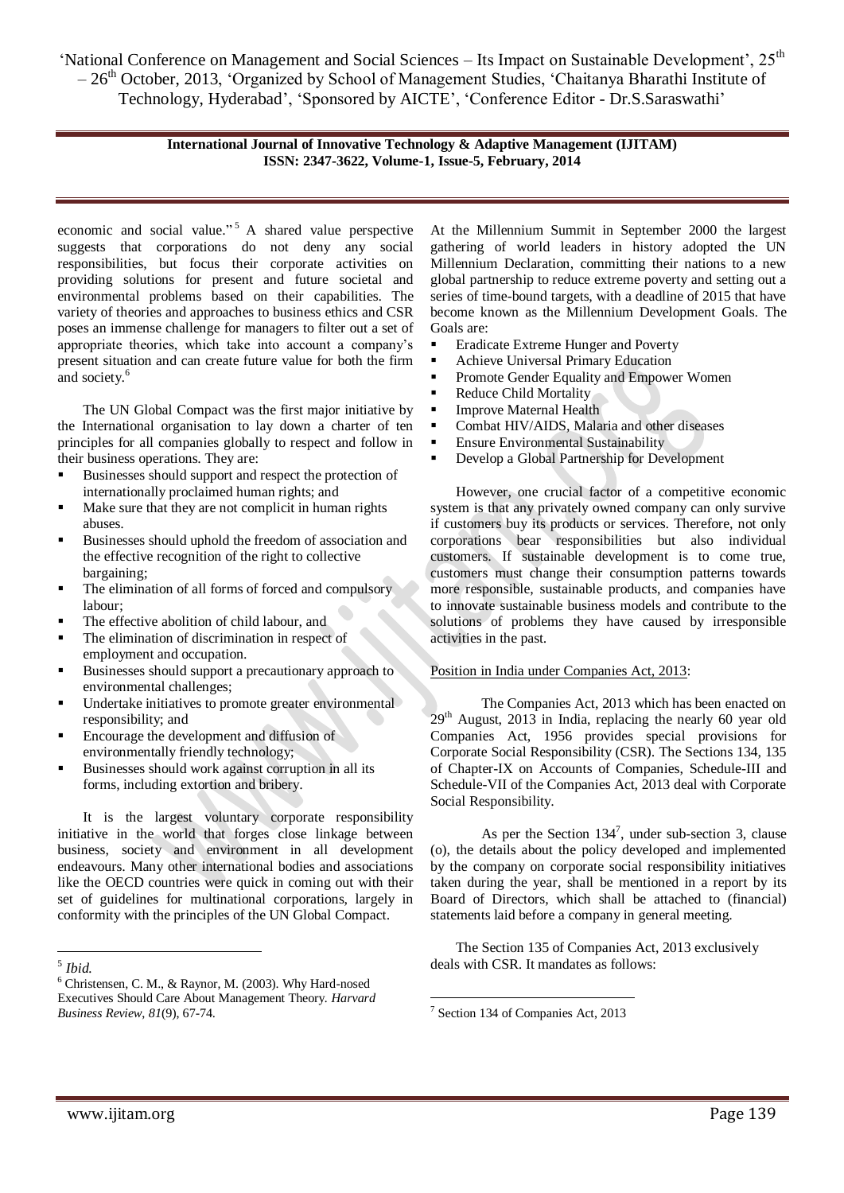economic and social value."[5] A shared value perspective suggests that corporations do not deny any social responsibilities, but focus their corporate activities on providing solutions for present and future societal and environmental problems based on their capabilities. The variety of theories and approaches to business ethics and CSR poses an immense challenge for managers to filter out a set of appropriate theories, which take into account a company's present situation and can create future value for both the firm and society.[6]

The UN Global Compact was the first major initiative by the International organisation to lay down a charter of ten principles for all companies globally to respect and follow in their business operations. They are:

- Businesses should support and respect the protection of internationally proclaimed human rights; and
- Make sure that they are not complicit in human rights abuses.
- Businesses should uphold the freedom of association and the effective recognition of the right to collective bargaining;
- The elimination of all forms of forced and compulsory labour;
- The effective abolition of child labour, and
- The elimination of discrimination in respect of employment and occupation.
- Businesses should support a precautionary approach to environmental challenges;
- Undertake initiatives to promote greater environmental responsibility; and
- Encourage the development and diffusion of environmentally friendly technology;
- Businesses should work against corruption in all its forms, including extortion and bribery.

It is the largest voluntary corporate responsibility initiative in the world that forges close linkage between business, society and environment in all development endeavours. Many other international bodies and associations like the OECD countries were quick in coming out with their set of guidelines for multinational corporations, largely in conformity with the principles of the UN Global Compact.

At the Millennium Summit in September 2000 the largest gathering of world leaders in history adopted the UN Millennium Declaration, committing their nations to a new global partnership to reduce extreme poverty and setting out a series of time-bound targets, with a deadline of 2015 that have become known as the Millennium Development Goals. The Goals are:

- Eradicate Extreme Hunger and Poverty
- Achieve Universal Primary Education
- Promote Gender Equality and Empower Women
- Reduce Child Mortality
- Improve Maternal Health
- Combat HIV/AIDS, Malaria and other diseases
- Ensure Environmental Sustainability
- Develop a Global Partnership for Development

However, one crucial factor of a competitive economic system is that any privately owned company can only survive if customers buy its products or services. Therefore, not only corporations bear responsibilities but also individual customers. If sustainable development is to come true, customers must change their consumption patterns towards more responsible, sustainable products, and companies have to innovate sustainable business models and contribute to the solutions of problems they have caused by irresponsible activities in the past.

Position in India under Companies Act, 2013:

The Companies Act, 2013 which has been enacted on 29th August, 2013 in India, replacing the nearly 60 year old Companies Act, 1956 provides special provisions for Corporate Social Responsibility (CSR). The Sections 134, 135 of Chapter-IX on Accounts of Companies, Schedule-III and Schedule-VII of the Companies Act, 2013 deal with Corporate Social Responsibility.

As per the Section 134[7], under sub-section 3, clause (o), the details about the policy developed and implemented by the company on corporate social responsibility initiatives taken during the year, shall be mentioned in a report by its Board of Directors, which shall be attached to (financial) statements laid before a company in general meeting.

The Section 135 of Companies Act, 2013 exclusively deals with CSR. It mandates as follows:

---

[5] *Ibid.*

[6] Christensen, C. M., & Raynor, M. (2003). Why Hard-nosed Executives Should Care About Management Theory. *Harvard Business Review*, *81*(9), 67-74.

[7] Section 134 of Companies Act, 2013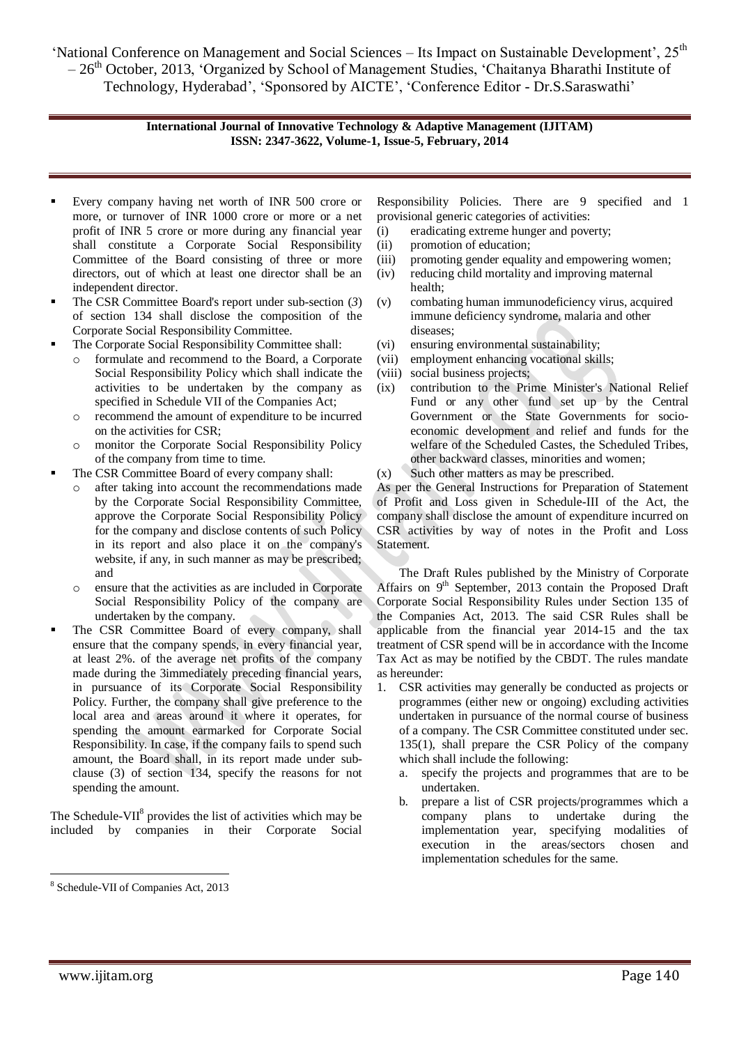- Every company having net worth of INR 500 crore or more, or turnover of INR 1000 crore or more or a net profit of INR 5 crore or more during any financial year shall constitute a Corporate Social Responsibility Committee of the Board consisting of three or more directors, out of which at least one director shall be an independent director.
- The CSR Committee Board's report under sub-section (*3*) of section 134 shall disclose the composition of the Corporate Social Responsibility Committee.
- The Corporate Social Responsibility Committee shall:
  - formulate and recommend to the Board, a Corporate Social Responsibility Policy which shall indicate the activities to be undertaken by the company as specified in Schedule VII of the Companies Act;
  - recommend the amount of expenditure to be incurred on the activities for CSR;
  - monitor the Corporate Social Responsibility Policy of the company from time to time.
- The CSR Committee Board of every company shall:
  - after taking into account the recommendations made by the Corporate Social Responsibility Committee, approve the Corporate Social Responsibility Policy for the company and disclose contents of such Policy in its report and also place it on the company's website, if any, in such manner as may be prescribed; and
  - ensure that the activities as are included in Corporate Social Responsibility Policy of the company are undertaken by the company.
- The CSR Committee Board of every company, shall ensure that the company spends, in every financial year, at least 2%. of the average net profits of the company made during the 3immediately preceding financial years, in pursuance of its Corporate Social Responsibility Policy. Further, the company shall give preference to the local area and areas around it where it operates, for spending the amount earmarked for Corporate Social Responsibility. In case, if the company fails to spend such amount, the Board shall, in its report made under sub-clause (3) of section 134, specify the reasons for not spending the amount.

The Schedule-VII[8] provides the list of activities which may be included by companies in their Corporate Social Responsibility Policies. There are 9 specified and 1 provisional generic categories of activities:

(i) eradicating extreme hunger and poverty;
(ii) promotion of education;
(iii) promoting gender equality and empowering women;
(iv) reducing child mortality and improving maternal health;
(v) combating human immunodeficiency virus, acquired immune deficiency syndrome, malaria and other diseases;
(vi) ensuring environmental sustainability;
(vii) employment enhancing vocational skills;
(viii) social business projects;
(ix) contribution to the Prime Minister's National Relief Fund or any other fund set up by the Central Government or the State Governments for socio-economic development and relief and funds for the welfare of the Scheduled Castes, the Scheduled Tribes, other backward classes, minorities and women;
(x) Such other matters as may be prescribed.

As per the General Instructions for Preparation of Statement of Profit and Loss given in Schedule-III of the Act, the company shall disclose the amount of expenditure incurred on CSR activities by way of notes in the Profit and Loss Statement.

The Draft Rules published by the Ministry of Corporate Affairs on 9th September, 2013 contain the Proposed Draft Corporate Social Responsibility Rules under Section 135 of the Companies Act, 2013. The said CSR Rules shall be applicable from the financial year 2014-15 and the tax treatment of CSR spend will be in accordance with the Income Tax Act as may be notified by the CBDT. The rules mandate as hereunder:

1. CSR activities may generally be conducted as projects or programmes (either new or ongoing) excluding activities undertaken in pursuance of the normal course of business of a company. The CSR Committee constituted under sec. 135(1), shall prepare the CSR Policy of the company which shall include the following:
   a. specify the projects and programmes that are to be undertaken.
   b. prepare a list of CSR projects/programmes which a company plans to undertake during the implementation year, specifying modalities of execution in the areas/sectors chosen and implementation schedules for the same.

[8] Schedule-VII of Companies Act, 2013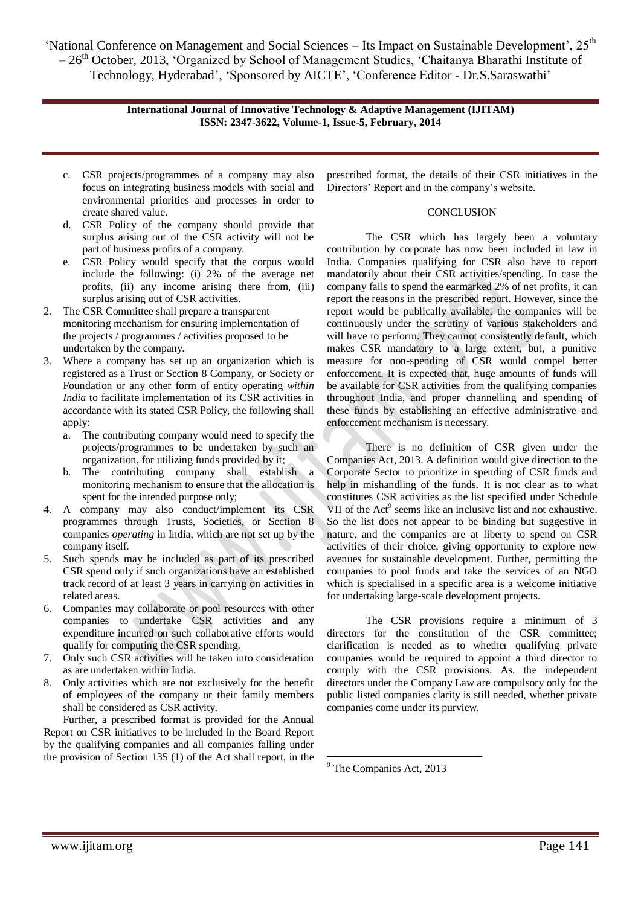c. CSR projects/programmes of a company may also focus on integrating business models with social and environmental priorities and processes in order to create shared value.
d. CSR Policy of the company should provide that surplus arising out of the CSR activity will not be part of business profits of a company.
e. CSR Policy would specify that the corpus would include the following: (i) 2% of the average net profits, (ii) any income arising there from, (iii) surplus arising out of CSR activities.

2. The CSR Committee shall prepare a transparent monitoring mechanism for ensuring implementation of the projects / programmes / activities proposed to be undertaken by the company.
3. Where a company has set up an organization which is registered as a Trust or Section 8 Company, or Society or Foundation or any other form of entity operating *within India* to facilitate implementation of its CSR activities in accordance with its stated CSR Policy, the following shall apply:
   a. The contributing company would need to specify the projects/programmes to be undertaken by such an organization, for utilizing funds provided by it;
   b. The contributing company shall establish a monitoring mechanism to ensure that the allocation is spent for the intended purpose only;
4. A company may also conduct/implement its CSR programmes through Trusts, Societies, or Section 8 companies *operating* in India, which are not set up by the company itself.
5. Such spends may be included as part of its prescribed CSR spend only if such organizations have an established track record of at least 3 years in carrying on activities in related areas.
6. Companies may collaborate or pool resources with other companies to undertake CSR activities and any expenditure incurred on such collaborative efforts would qualify for computing the CSR spending.
7. Only such CSR activities will be taken into consideration as are undertaken within India.
8. Only activities which are not exclusively for the benefit of employees of the company or their family members shall be considered as CSR activity.

Further, a prescribed format is provided for the Annual Report on CSR initiatives to be included in the Board Report by the qualifying companies and all companies falling under the provision of Section 135 (1) of the Act shall report, in the prescribed format, the details of their CSR initiatives in the Directors' Report and in the company's website.

## CONCLUSION

The CSR which has largely been a voluntary contribution by corporate has now been included in law in India. Companies qualifying for CSR also have to report mandatorily about their CSR activities/spending. In case the company fails to spend the earmarked 2% of net profits, it can report the reasons in the prescribed report. However, since the report would be publically available, the companies will be continuously under the scrutiny of various stakeholders and will have to perform. They cannot consistently default, which makes CSR mandatory to a large extent, but, a punitive measure for non-spending of CSR would compel better enforcement. It is expected that, huge amounts of funds will be available for CSR activities from the qualifying companies throughout India, and proper channelling and spending of these funds by establishing an effective administrative and enforcement mechanism is necessary.

There is no definition of CSR given under the Companies Act, 2013. A definition would give direction to the Corporate Sector to prioritize in spending of CSR funds and help in mishandling of the funds. It is not clear as to what constitutes CSR activities as the list specified under Schedule VII of the Act[9] seems like an inclusive list and not exhaustive. So the list does not appear to be binding but suggestive in nature, and the companies are at liberty to spend on CSR activities of their choice, giving opportunity to explore new avenues for sustainable development. Further, permitting the companies to pool funds and take the services of an NGO which is specialised in a specific area is a welcome initiative for undertaking large-scale development projects.

The CSR provisions require a minimum of 3 directors for the constitution of the CSR committee; clarification is needed as to whether qualifying private companies would be required to appoint a third director to comply with the CSR provisions. As, the independent directors under the Company Law are compulsory only for the public listed companies clarity is still needed, whether private companies come under its purview.

---

[9] The Companies Act, 2013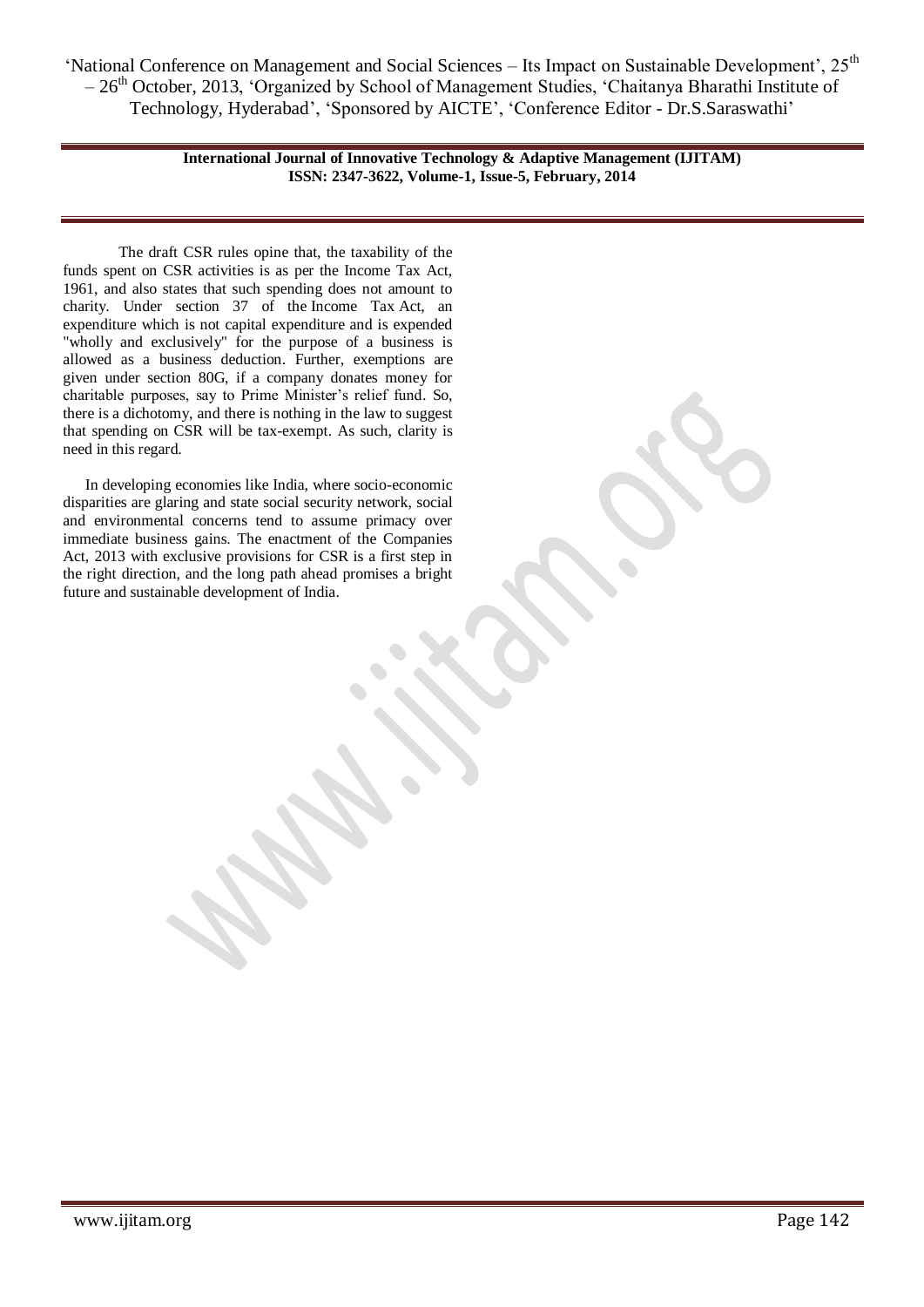The draft CSR rules opine that, the taxability of the funds spent on CSR activities is as per the Income Tax Act, 1961, and also states that such spending does not amount to charity. Under section 37 of the Income Tax Act, an expenditure which is not capital expenditure and is expended "wholly and exclusively" for the purpose of a business is allowed as a business deduction. Further, exemptions are given under section 80G, if a company donates money for charitable purposes, say to Prime Minister's relief fund. So, there is a dichotomy, and there is nothing in the law to suggest that spending on CSR will be tax-exempt. As such, clarity is need in this regard.

In developing economies like India, where socio-economic disparities are glaring and state social security network, social and environmental concerns tend to assume primacy over immediate business gains. The enactment of the Companies Act, 2013 with exclusive provisions for CSR is a first step in the right direction, and the long path ahead promises a bright future and sustainable development of India.